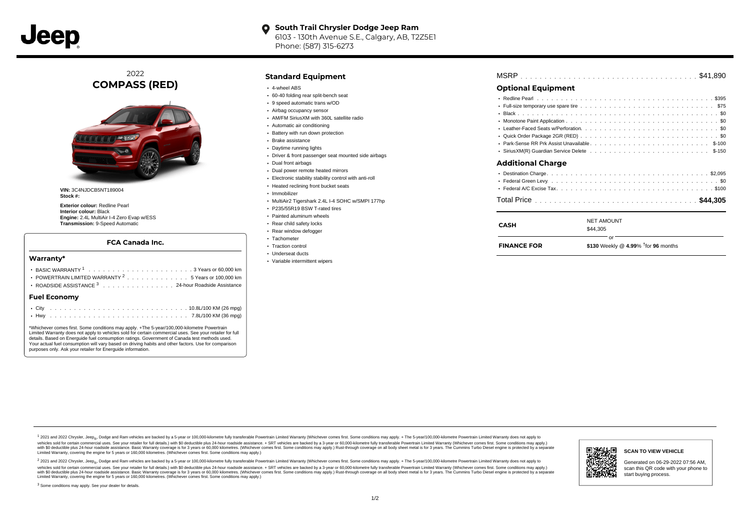**South Trail Chrysler Dodge Jeep Ram**
6103 - 130th Avenue S.E., Calgary, AB, T2Z5E1
Phone: (587) 315-6273

2022
## COMPASS (RED)

**VIN:** 3C4NJDCB5NT189004
**Stock #:**

**Exterior colour:** Redline Pearl
**Interior colour:** Black
**Engine:** 2.4L MultiAir I-4 Zero Evap w/ESS
**Transmission:** 9-Speed Automatic

### FCA Canada Inc.

#### Warranty*

- BASIC WARRANTY [1] . . . . . 3 Years or 60,000 km
- POWERTRAIN LIMITED WARRANTY [2] . . . . . 5 Years or 100,000 km
- ROADSIDE ASSISTANCE [3] . . . . . 24-hour Roadside Assistance

#### Fuel Economy

- City . . . . . 10.8L/100 KM (26 mpg)
- Hwy . . . . . 7.8L/100 KM (36 mpg)

*Whichever comes first. Some conditions may apply. +The 5-year/100,000-kilometre Powertrain Limited Warranty does not apply to vehicles sold for certain commercial uses. See your retailer for full details. Based on Energuide fuel consumption ratings. Government of Canada test methods used. Your actual fuel consumption will vary based on driving habits and other factors. Use for comparison purposes only. Ask your retailer for Energuide information.

### Standard Equipment

- 4-wheel ABS
- 60-40 folding rear split-bench seat
- 9 speed automatic trans w/OD
- Airbag occupancy sensor
- AM/FM SiriusXM with 360L satellite radio
- Automatic air conditioning
- Battery with run down protection
- Brake assistance
- Daytime running lights
- Driver & front passenger seat mounted side airbags
- Dual front airbags
- Dual power remote heated mirrors
- Electronic stability stability control with anti-roll
- Heated reclining front bucket seats
- Immobilizer
- MultiAir2 Tigershark 2.4L I-4 SOHC w/SMPI 177hp
- P235/55R19 BSW T-rated tires
- Painted aluminum wheels
- Rear child safety locks
- Rear window defogger
- Tachometer
- Traction control
- Underseat ducts
- Variable intermittent wipers

MSRP . . . . . $41,890

### Optional Equipment

- Redline Pearl . . . . . $395
- Full-size temporary use spare tire . . . . . $75
- Black . . . . . $0
- Monotone Paint Application . . . . . $0
- Leather-Faced Seats w/Perforation . . . . . $0
- Quick Order Package 2GR (RED) . . . . . $0
- Park-Sense RR Prk Assist Unavailable . . . . . $-100
- SiriusXM(R) Guardian Service Delete . . . . . $-150

### Additional Charge

- Destination Charge . . . . . $2,095
- Federal Green Levy . . . . . $0
- Federal A/C Excise Tax . . . . . $100

Total Price . . . . . **$44,305**

| | |
|---|---|
| **CASH** | NET AMOUNT $44,305 |
| | or |
| **FINANCE FOR** | **$130** Weekly @ **4.99**% †for **96** months |

[1] 2021 and 2022 Chrysler, Jeep®, Dodge and Ram vehicles are backed by a 5-year or 100,000-kilometre fully transferable Powertrain Limited Warranty (Whichever comes first. Some conditions may apply. + The 5-year/100,000-kilometre Powertrain Limited Warranty does not apply to vehicles sold for certain commercial uses. See your retailer for full details.) with $0 deductible plus 24-hour roadside assistance. + SRT vehicles are backed by a 3-year or 60,000-kilometre fully transferable Powertrain Limited Warranty (Whichever comes first. Some conditions may apply.) with $0 deductible plus 24-hour roadside assistance. Basic Warranty coverage is for 3 years or 60,000 kilometres. (Whichever comes first. Some conditions may apply.) Rust-through coverage on all body sheet metal is for 3 years. The Cummins Turbo Diesel engine is protected by a separate Limited Warranty, covering the engine for 5 years or 160,000 kilometres. (Whichever comes first. Some conditions may apply.)

[2] 2021 and 2022 Chrysler, Jeep®, Dodge and Ram vehicles are backed by a 5-year or 100,000-kilometre fully transferable Powertrain Limited Warranty (Whichever comes first. Some conditions may apply. + The 5-year/100,000-kilometre Powertrain Limited Warranty does not apply to vehicles sold for certain commercial uses. See your retailer for full details.) with $0 deductible plus 24-hour roadside assistance. + SRT vehicles are backed by a 3-year or 60,000-kilometre fully transferable Powertrain Limited Warranty (Whichever comes first. Some conditions may apply.) with $0 deductible plus 24-hour roadside assistance. Basic Warranty coverage is for 3 years or 60,000 kilometres. (Whichever comes first. Some conditions may apply.) Rust-through coverage on all body sheet metal is for 3 years. The Cummins Turbo Diesel engine is protected by a separate Limited Warranty, covering the engine for 5 years or 160,000 kilometres. (Whichever comes first. Some conditions may apply.)

[3] Some conditions may apply. See your dealer for details.

**SCAN TO VIEW VEHICLE**

Generated on 06-29-2022 07:56 AM, scan this QR code with your phone to start buying process.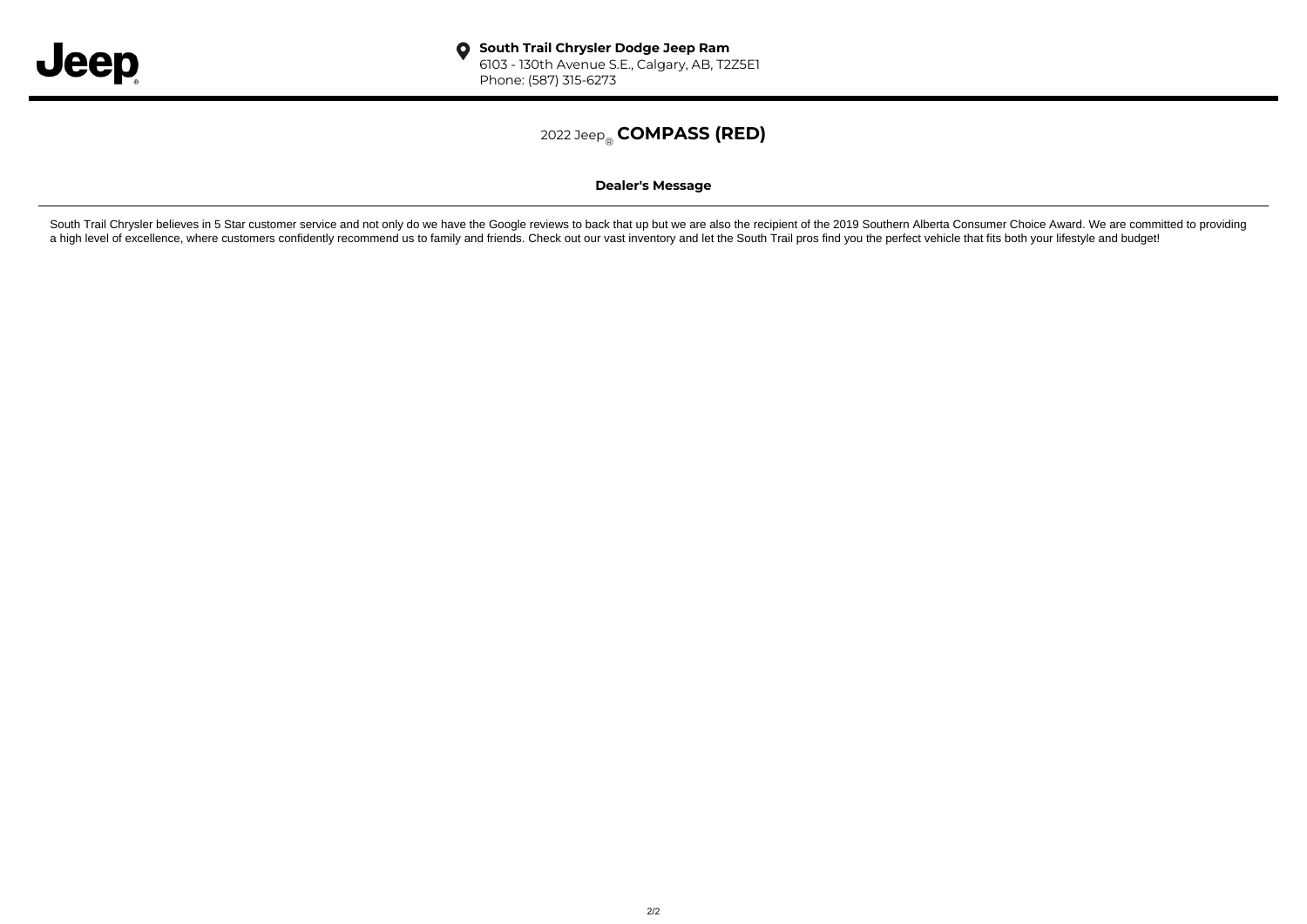**South Trail Chrysler Dodge Jeep Ram**
6103 - 130th Avenue S.E., Calgary, AB, T2Z5E1
Phone: (587) 315-6273

# 2022 Jeep® **COMPASS (RED)**

### Dealer's Message

South Trail Chrysler believes in 5 Star customer service and not only do we have the Google reviews to back that up but we are also the recipient of the 2019 Southern Alberta Consumer Choice Award. We are committed to providing a high level of excellence, where customers confidently recommend us to family and friends. Check out our vast inventory and let the South Trail pros find you the perfect vehicle that fits both your lifestyle and budget!